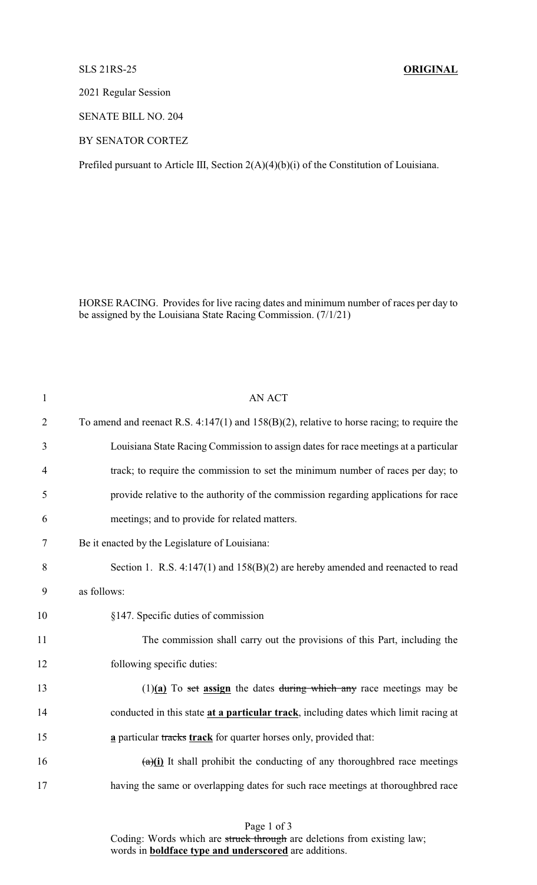SLS 21RS-25 **ORIGINAL**

2021 Regular Session

SENATE BILL NO. 204

BY SENATOR CORTEZ

Prefiled pursuant to Article III, Section 2(A)(4)(b)(i) of the Constitution of Louisiana.

HORSE RACING. Provides for live racing dates and minimum number of races per day to be assigned by the Louisiana State Racing Commission. (7/1/21)

AN ACT

To amend and reenact R.S. 4:147(1) and 158(B)(2), relative to horse racing; to require the Louisiana State Racing Commission to assign dates for race meetings at a particular track; to require the commission to set the minimum number of races per day; to provide relative to the authority of the commission regarding applications for race meetings; and to provide for related matters.

Be it enacted by the Legislature of Louisiana:

Section 1. R.S. 4:147(1) and 158(B)(2) are hereby amended and reenacted to read as follows:

§147. Specific duties of commission

The commission shall carry out the provisions of this Part, including the following specific duties:

(1)**(a)** To ~~set~~ **assign** the dates ~~during which any~~ race meetings may be conducted in this state **at a particular track**, including dates which limit racing at **a** particular ~~tracks~~ **track** for quarter horses only, provided that:

~~(a)~~**(i)** It shall prohibit the conducting of any thoroughbred race meetings having the same or overlapping dates for such race meetings at thoroughbred race

Coding: Words which are ~~struck through~~ are deletions from existing law; words in **boldface type and underscored** are additions.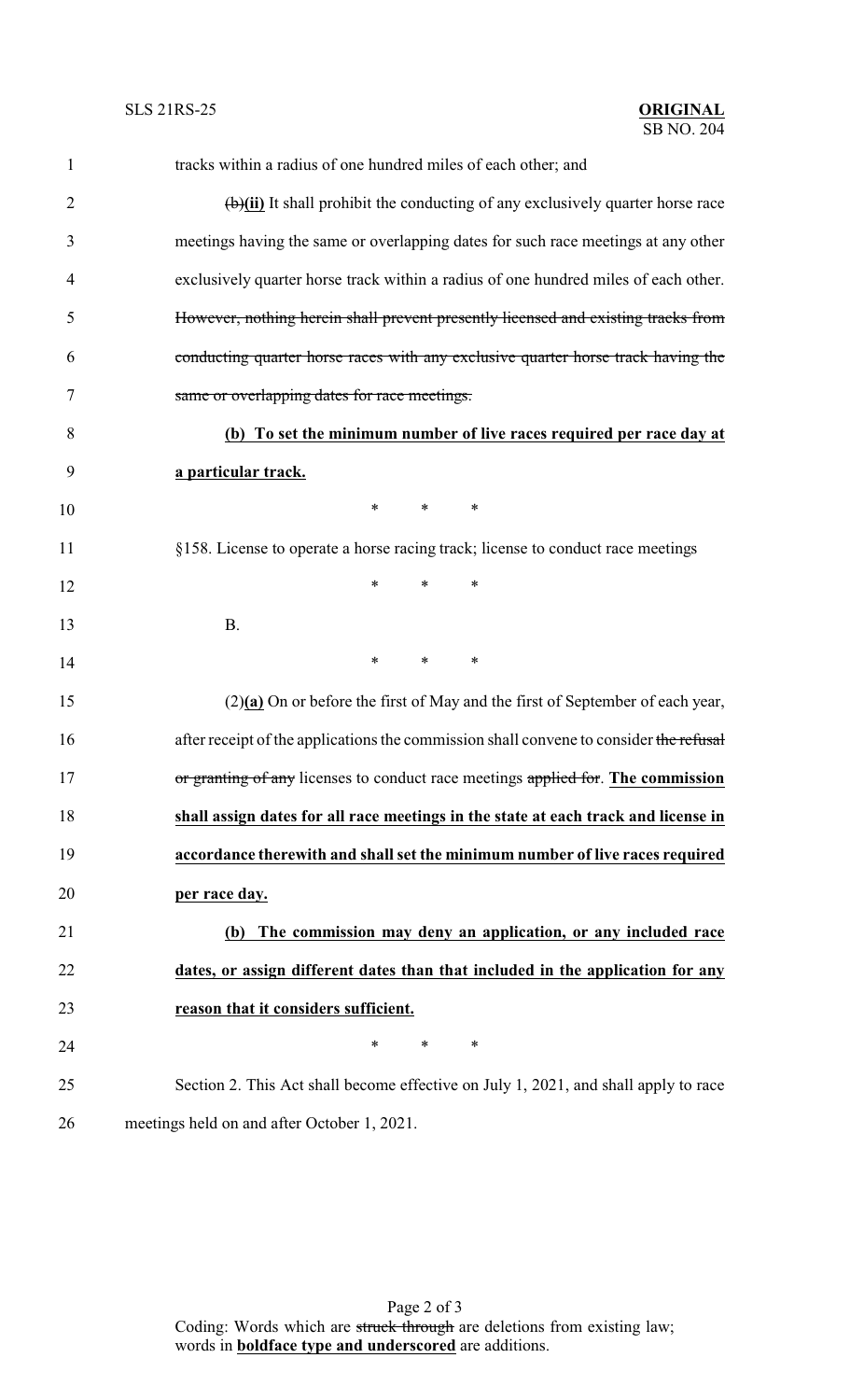tracks within a radius of one hundred miles of each other; and

~~(b)~~**(ii)** It shall prohibit the conducting of any exclusively quarter horse race meetings having the same or overlapping dates for such race meetings at any other exclusively quarter horse track within a radius of one hundred miles of each other. ~~However, nothing herein shall prevent presently licensed and existing tracks from conducting quarter horse races with any exclusive quarter horse track having the same or overlapping dates for race meetings.~~

**(b) To set the minimum number of live races required per race day at a particular track.**

\* \* \*

§158. License to operate a horse racing track; license to conduct race meetings

\* \* \*

B.

\* \* \*

(2)**(a)** On or before the first of May and the first of September of each year, after receipt of the applications the commission shall convene to consider ~~the refusal or granting of any~~ licenses to conduct race meetings ~~applied for~~. **The commission shall assign dates for all race meetings in the state at each track and license in accordance therewith and shall set the minimum number of live races required per race day.**

**(b) The commission may deny an application, or any included race dates, or assign different dates than that included in the application for any reason that it considers sufficient.**

\* \* \*

Section 2. This Act shall become effective on July 1, 2021, and shall apply to race meetings held on and after October 1, 2021.

Coding: Words which are ~~struck through~~ are deletions from existing law; words in **boldface type and underscored** are additions.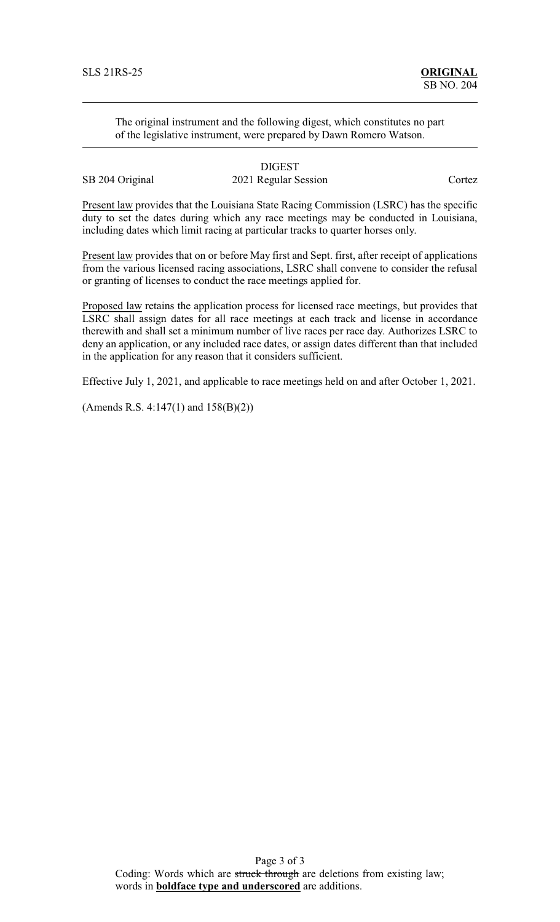SLS 21RS-25 **ORIGINAL**
SB NO. 204

The original instrument and the following digest, which constitutes no part of the legislative instrument, were prepared by Dawn Romero Watson.

DIGEST

SB 204 Original 2021 Regular Session Cortez

Present law provides that the Louisiana State Racing Commission (LSRC) has the specific duty to set the dates during which any race meetings may be conducted in Louisiana, including dates which limit racing at particular tracks to quarter horses only.

Present law provides that on or before May first and Sept. first, after receipt of applications from the various licensed racing associations, LSRC shall convene to consider the refusal or granting of licenses to conduct the race meetings applied for.

Proposed law retains the application process for licensed race meetings, but provides that LSRC shall assign dates for all race meetings at each track and license in accordance therewith and shall set a minimum number of live races per race day. Authorizes LSRC to deny an application, or any included race dates, or assign dates different than that included in the application for any reason that it considers sufficient.

Effective July 1, 2021, and applicable to race meetings held on and after October 1, 2021.

(Amends R.S. 4:147(1) and 158(B)(2))

Coding: Words which are ~~struck through~~ are deletions from existing law; words in **boldface type and underscored** are additions.